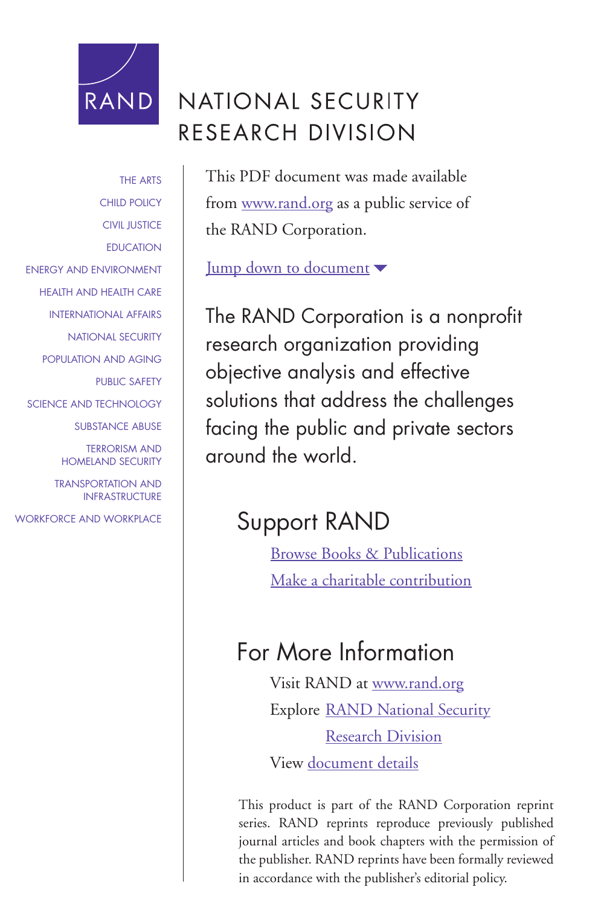RAND

# NATIONAL SECURITY RESEARCH DIVISION

THE ARTS
CHILD POLICY
CIVIL JUSTICE
EDUCATION
ENERGY AND ENVIRONMENT
HEALTH AND HEALTH CARE
INTERNATIONAL AFFAIRS
NATIONAL SECURITY
POPULATION AND AGING
PUBLIC SAFETY
SCIENCE AND TECHNOLOGY
SUBSTANCE ABUSE
TERRORISM AND HOMELAND SECURITY
TRANSPORTATION AND INFRASTRUCTURE
WORKFORCE AND WORKPLACE

This PDF document was made available from www.rand.org as a public service of the RAND Corporation.

Jump down to document ▼

The RAND Corporation is a nonprofit research organization providing objective analysis and effective solutions that address the challenges facing the public and private sectors around the world.

## Support RAND

Browse Books & Publications

Make a charitable contribution

## For More Information

Visit RAND at www.rand.org

Explore RAND National Security Research Division

View document details

This product is part of the RAND Corporation reprint series. RAND reprints reproduce previously published journal articles and book chapters with the permission of the publisher. RAND reprints have been formally reviewed in accordance with the publisher's editorial policy.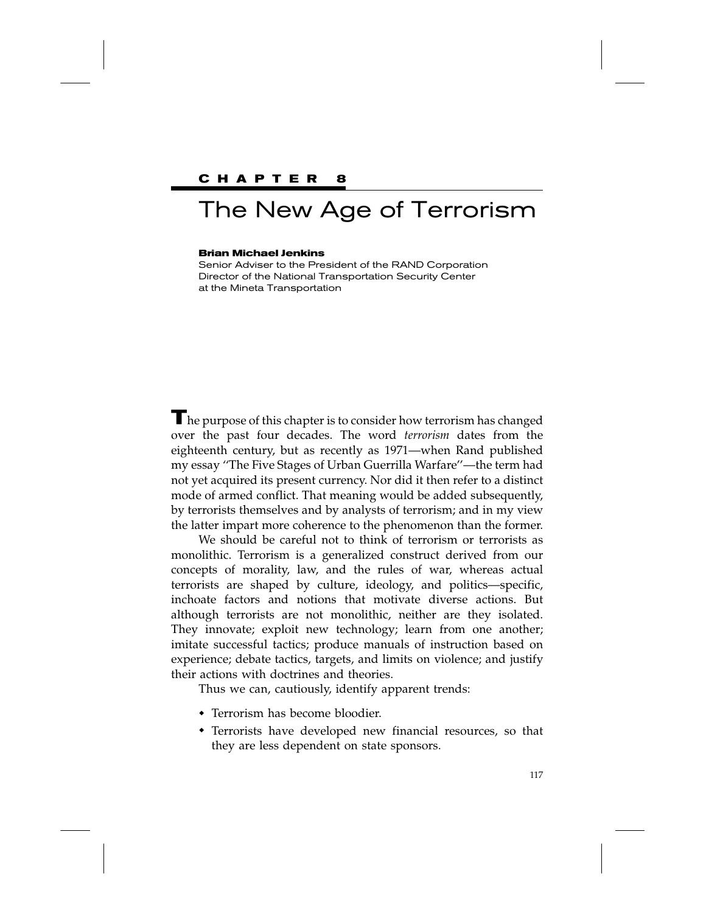CHAPTER 8

# The New Age of Terrorism

**Brian Michael Jenkins**
Senior Adviser to the President of the RAND Corporation
Director of the National Transportation Security Center
at the Mineta Transportation

The purpose of this chapter is to consider how terrorism has changed over the past four decades. The word *terrorism* dates from the eighteenth century, but as recently as 1971—when Rand published my essay "The Five Stages of Urban Guerrilla Warfare"—the term had not yet acquired its present currency. Nor did it then refer to a distinct mode of armed conflict. That meaning would be added subsequently, by terrorists themselves and by analysts of terrorism; and in my view the latter impart more coherence to the phenomenon than the former.

We should be careful not to think of terrorism or terrorists as monolithic. Terrorism is a generalized construct derived from our concepts of morality, law, and the rules of war, whereas actual terrorists are shaped by culture, ideology, and politics—specific, inchoate factors and notions that motivate diverse actions. But although terrorists are not monolithic, neither are they isolated. They innovate; exploit new technology; learn from one another; imitate successful tactics; produce manuals of instruction based on experience; debate tactics, targets, and limits on violence; and justify their actions with doctrines and theories.

Thus we can, cautiously, identify apparent trends:

- Terrorism has become bloodier.
- Terrorists have developed new financial resources, so that they are less dependent on state sponsors.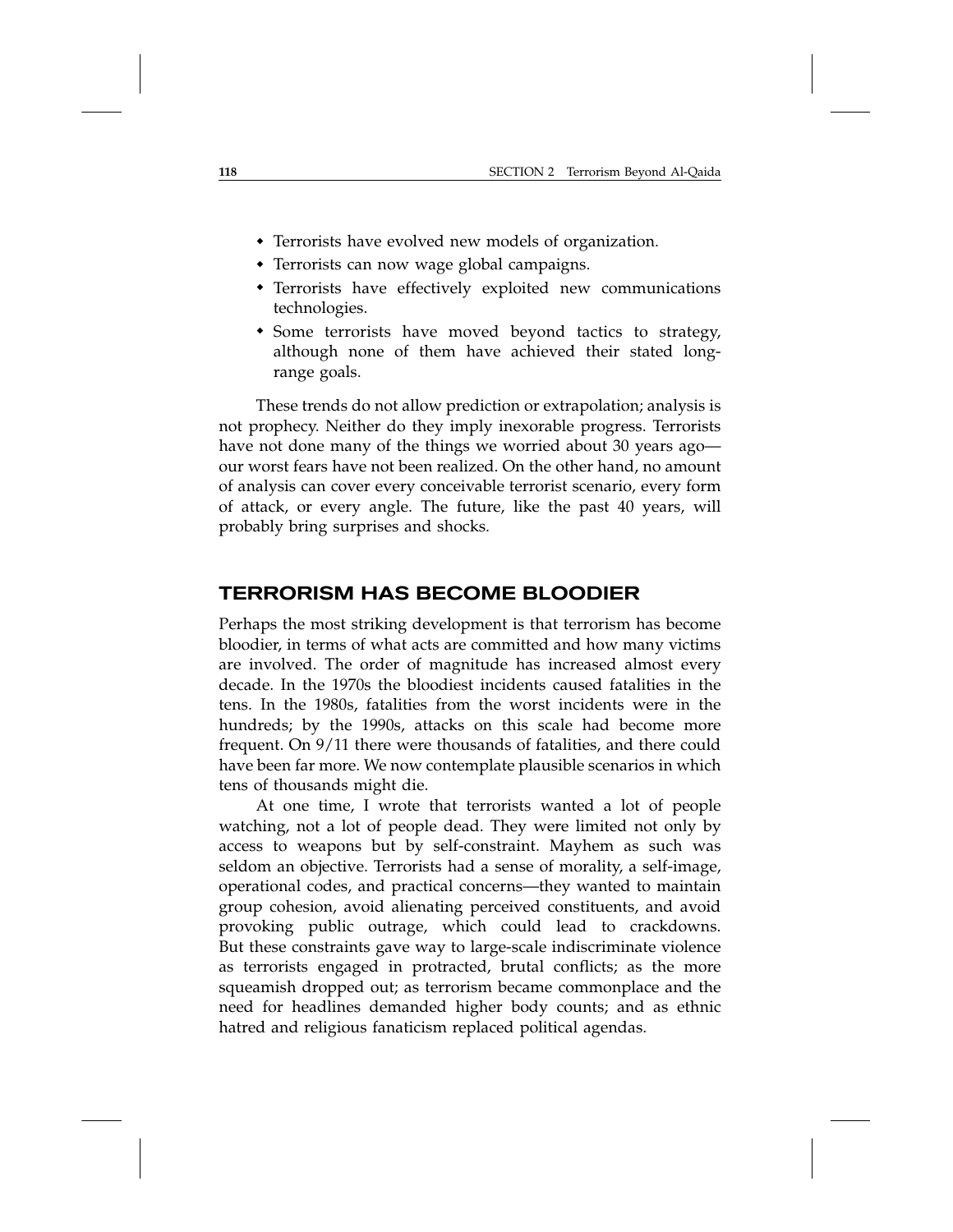- Terrorists have evolved new models of organization.
- Terrorists can now wage global campaigns.
- Terrorists have effectively exploited new communications technologies.
- Some terrorists have moved beyond tactics to strategy, although none of them have achieved their stated long-range goals.

These trends do not allow prediction or extrapolation; analysis is not prophecy. Neither do they imply inexorable progress. Terrorists have not done many of the things we worried about 30 years ago—our worst fears have not been realized. On the other hand, no amount of analysis can cover every conceivable terrorist scenario, every form of attack, or every angle. The future, like the past 40 years, will probably bring surprises and shocks.

## TERRORISM HAS BECOME BLOODIER

Perhaps the most striking development is that terrorism has become bloodier, in terms of what acts are committed and how many victims are involved. The order of magnitude has increased almost every decade. In the 1970s the bloodiest incidents caused fatalities in the tens. In the 1980s, fatalities from the worst incidents were in the hundreds; by the 1990s, attacks on this scale had become more frequent. On 9/11 there were thousands of fatalities, and there could have been far more. We now contemplate plausible scenarios in which tens of thousands might die.

At one time, I wrote that terrorists wanted a lot of people watching, not a lot of people dead. They were limited not only by access to weapons but by self-constraint. Mayhem as such was seldom an objective. Terrorists had a sense of morality, a self-image, operational codes, and practical concerns—they wanted to maintain group cohesion, avoid alienating perceived constituents, and avoid provoking public outrage, which could lead to crackdowns. But these constraints gave way to large-scale indiscriminate violence as terrorists engaged in protracted, brutal conflicts; as the more squeamish dropped out; as terrorism became commonplace and the need for headlines demanded higher body counts; and as ethnic hatred and religious fanaticism replaced political agendas.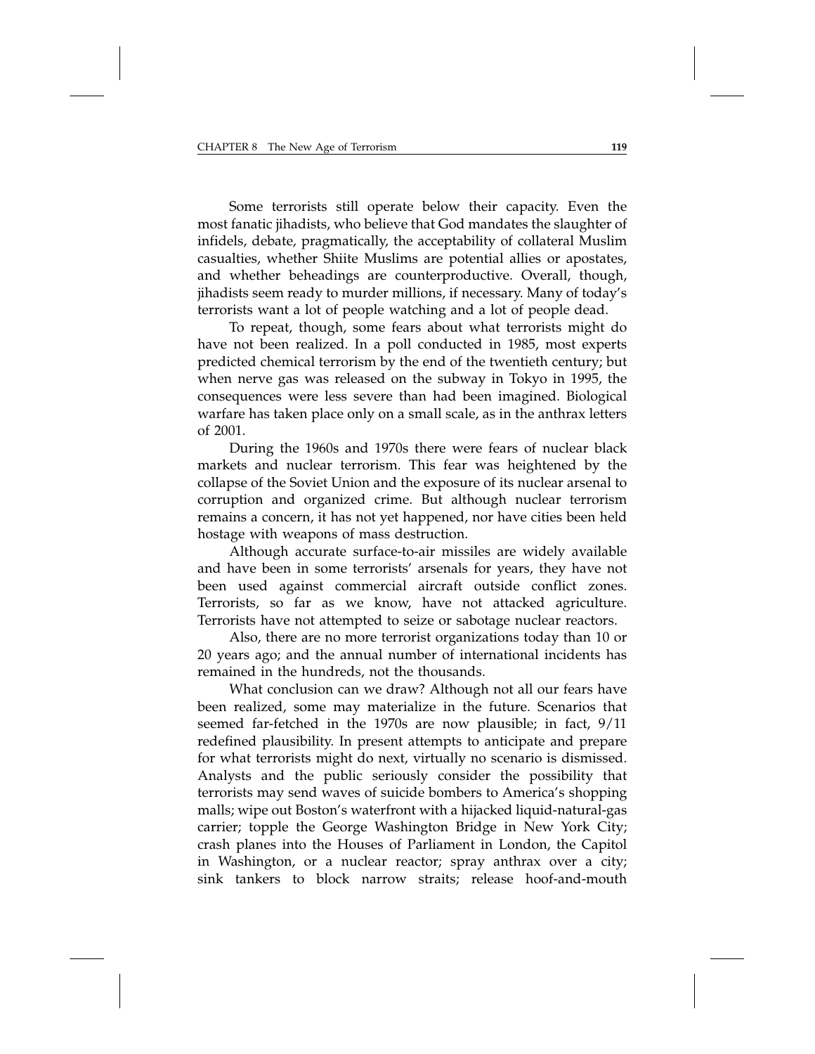Some terrorists still operate below their capacity. Even the most fanatic jihadists, who believe that God mandates the slaughter of infidels, debate, pragmatically, the acceptability of collateral Muslim casualties, whether Shiite Muslims are potential allies or apostates, and whether beheadings are counterproductive. Overall, though, jihadists seem ready to murder millions, if necessary. Many of today's terrorists want a lot of people watching and a lot of people dead.

To repeat, though, some fears about what terrorists might do have not been realized. In a poll conducted in 1985, most experts predicted chemical terrorism by the end of the twentieth century; but when nerve gas was released on the subway in Tokyo in 1995, the consequences were less severe than had been imagined. Biological warfare has taken place only on a small scale, as in the anthrax letters of 2001.

During the 1960s and 1970s there were fears of nuclear black markets and nuclear terrorism. This fear was heightened by the collapse of the Soviet Union and the exposure of its nuclear arsenal to corruption and organized crime. But although nuclear terrorism remains a concern, it has not yet happened, nor have cities been held hostage with weapons of mass destruction.

Although accurate surface-to-air missiles are widely available and have been in some terrorists' arsenals for years, they have not been used against commercial aircraft outside conflict zones. Terrorists, so far as we know, have not attacked agriculture. Terrorists have not attempted to seize or sabotage nuclear reactors.

Also, there are no more terrorist organizations today than 10 or 20 years ago; and the annual number of international incidents has remained in the hundreds, not the thousands.

What conclusion can we draw? Although not all our fears have been realized, some may materialize in the future. Scenarios that seemed far-fetched in the 1970s are now plausible; in fact, 9/11 redefined plausibility. In present attempts to anticipate and prepare for what terrorists might do next, virtually no scenario is dismissed. Analysts and the public seriously consider the possibility that terrorists may send waves of suicide bombers to America's shopping malls; wipe out Boston's waterfront with a hijacked liquid-natural-gas carrier; topple the George Washington Bridge in New York City; crash planes into the Houses of Parliament in London, the Capitol in Washington, or a nuclear reactor; spray anthrax over a city; sink tankers to block narrow straits; release hoof-and-mouth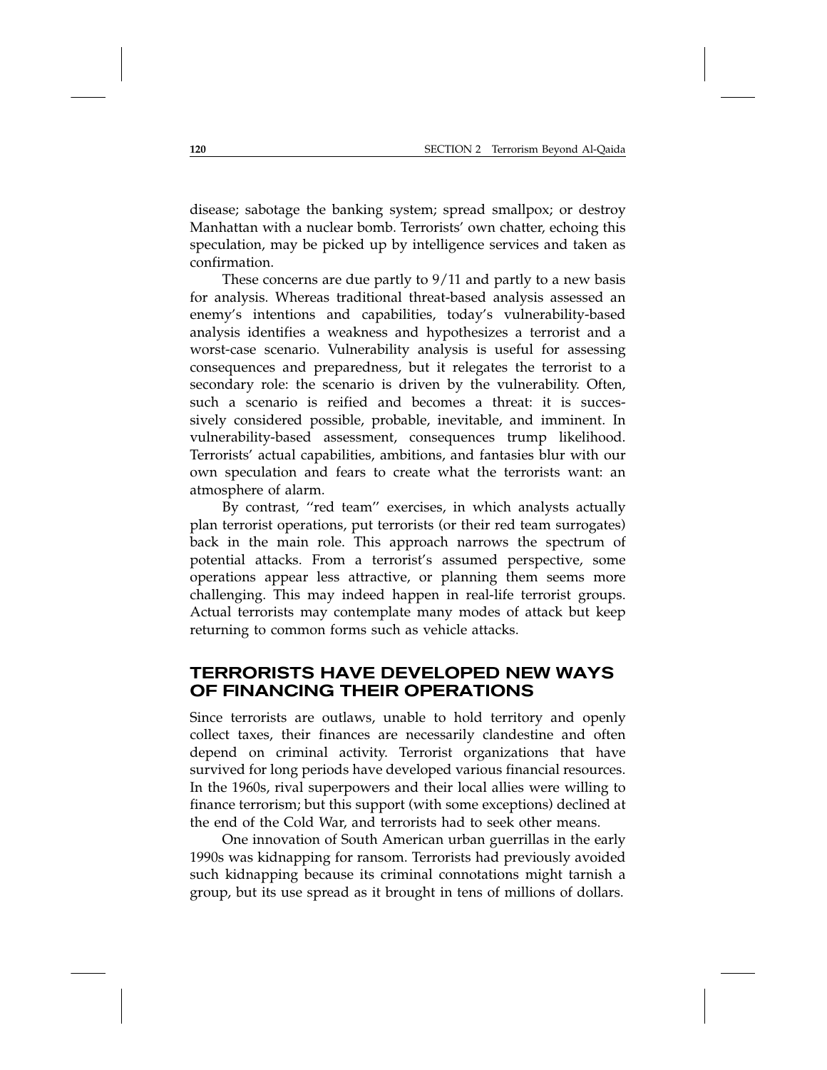disease; sabotage the banking system; spread smallpox; or destroy Manhattan with a nuclear bomb. Terrorists' own chatter, echoing this speculation, may be picked up by intelligence services and taken as confirmation.

These concerns are due partly to 9/11 and partly to a new basis for analysis. Whereas traditional threat-based analysis assessed an enemy's intentions and capabilities, today's vulnerability-based analysis identifies a weakness and hypothesizes a terrorist and a worst-case scenario. Vulnerability analysis is useful for assessing consequences and preparedness, but it relegates the terrorist to a secondary role: the scenario is driven by the vulnerability. Often, such a scenario is reified and becomes a threat: it is successively considered possible, probable, inevitable, and imminent. In vulnerability-based assessment, consequences trump likelihood. Terrorists' actual capabilities, ambitions, and fantasies blur with our own speculation and fears to create what the terrorists want: an atmosphere of alarm.

By contrast, ''red team'' exercises, in which analysts actually plan terrorist operations, put terrorists (or their red team surrogates) back in the main role. This approach narrows the spectrum of potential attacks. From a terrorist's assumed perspective, some operations appear less attractive, or planning them seems more challenging. This may indeed happen in real-life terrorist groups. Actual terrorists may contemplate many modes of attack but keep returning to common forms such as vehicle attacks.

## TERRORISTS HAVE DEVELOPED NEW WAYS OF FINANCING THEIR OPERATIONS

Since terrorists are outlaws, unable to hold territory and openly collect taxes, their finances are necessarily clandestine and often depend on criminal activity. Terrorist organizations that have survived for long periods have developed various financial resources. In the 1960s, rival superpowers and their local allies were willing to finance terrorism; but this support (with some exceptions) declined at the end of the Cold War, and terrorists had to seek other means.

One innovation of South American urban guerrillas in the early 1990s was kidnapping for ransom. Terrorists had previously avoided such kidnapping because its criminal connotations might tarnish a group, but its use spread as it brought in tens of millions of dollars.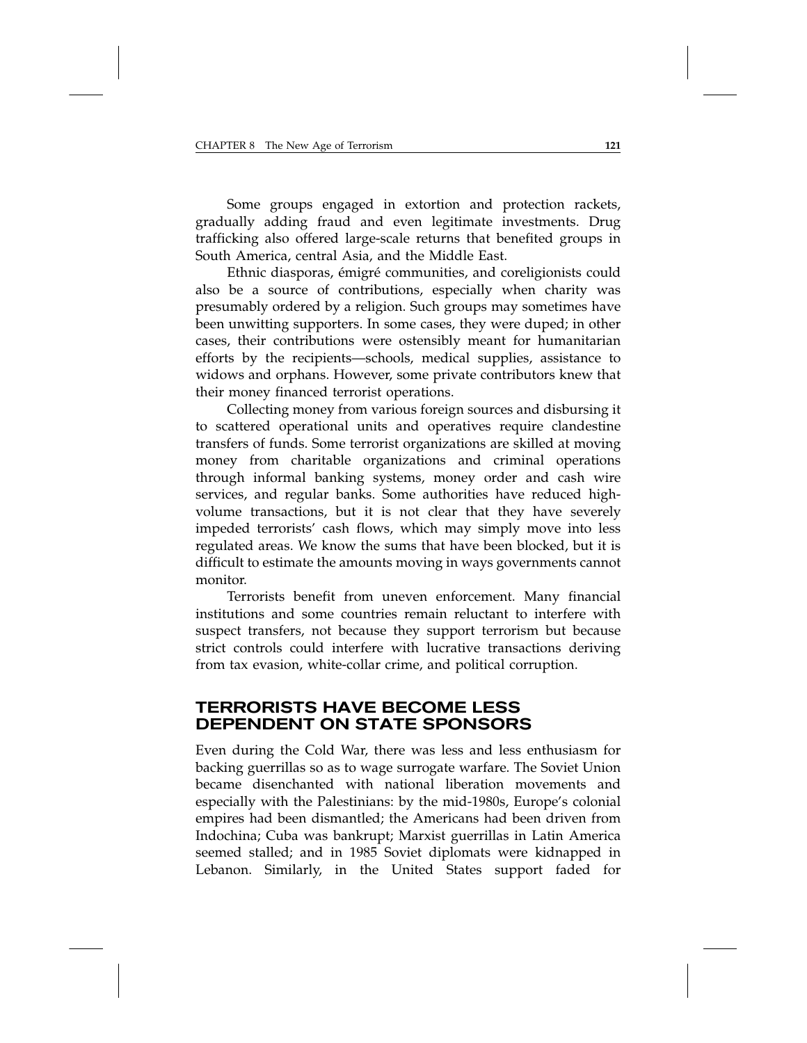Some groups engaged in extortion and protection rackets, gradually adding fraud and even legitimate investments. Drug trafficking also offered large-scale returns that benefited groups in South America, central Asia, and the Middle East.

Ethnic diasporas, émigré communities, and coreligionists could also be a source of contributions, especially when charity was presumably ordered by a religion. Such groups may sometimes have been unwitting supporters. In some cases, they were duped; in other cases, their contributions were ostensibly meant for humanitarian efforts by the recipients—schools, medical supplies, assistance to widows and orphans. However, some private contributors knew that their money financed terrorist operations.

Collecting money from various foreign sources and disbursing it to scattered operational units and operatives require clandestine transfers of funds. Some terrorist organizations are skilled at moving money from charitable organizations and criminal operations through informal banking systems, money order and cash wire services, and regular banks. Some authorities have reduced high-volume transactions, but it is not clear that they have severely impeded terrorists' cash flows, which may simply move into less regulated areas. We know the sums that have been blocked, but it is difficult to estimate the amounts moving in ways governments cannot monitor.

Terrorists benefit from uneven enforcement. Many financial institutions and some countries remain reluctant to interfere with suspect transfers, not because they support terrorism but because strict controls could interfere with lucrative transactions deriving from tax evasion, white-collar crime, and political corruption.

## TERRORISTS HAVE BECOME LESS DEPENDENT ON STATE SPONSORS

Even during the Cold War, there was less and less enthusiasm for backing guerrillas so as to wage surrogate warfare. The Soviet Union became disenchanted with national liberation movements and especially with the Palestinians: by the mid-1980s, Europe's colonial empires had been dismantled; the Americans had been driven from Indochina; Cuba was bankrupt; Marxist guerrillas in Latin America seemed stalled; and in 1985 Soviet diplomats were kidnapped in Lebanon. Similarly, in the United States support faded for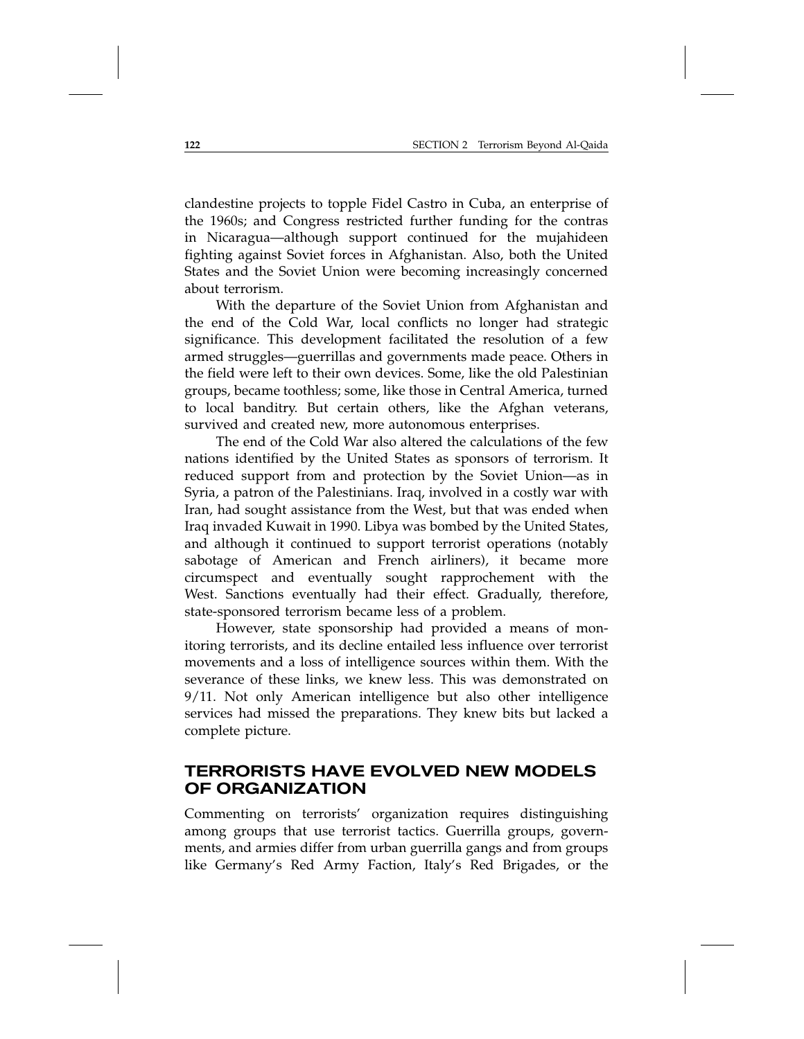clandestine projects to topple Fidel Castro in Cuba, an enterprise of the 1960s; and Congress restricted further funding for the contras in Nicaragua—although support continued for the mujahideen fighting against Soviet forces in Afghanistan. Also, both the United States and the Soviet Union were becoming increasingly concerned about terrorism.

With the departure of the Soviet Union from Afghanistan and the end of the Cold War, local conflicts no longer had strategic significance. This development facilitated the resolution of a few armed struggles—guerrillas and governments made peace. Others in the field were left to their own devices. Some, like the old Palestinian groups, became toothless; some, like those in Central America, turned to local banditry. But certain others, like the Afghan veterans, survived and created new, more autonomous enterprises.

The end of the Cold War also altered the calculations of the few nations identified by the United States as sponsors of terrorism. It reduced support from and protection by the Soviet Union—as in Syria, a patron of the Palestinians. Iraq, involved in a costly war with Iran, had sought assistance from the West, but that was ended when Iraq invaded Kuwait in 1990. Libya was bombed by the United States, and although it continued to support terrorist operations (notably sabotage of American and French airliners), it became more circumspect and eventually sought rapprochement with the West. Sanctions eventually had their effect. Gradually, therefore, state-sponsored terrorism became less of a problem.

However, state sponsorship had provided a means of monitoring terrorists, and its decline entailed less influence over terrorist movements and a loss of intelligence sources within them. With the severance of these links, we knew less. This was demonstrated on 9/11. Not only American intelligence but also other intelligence services had missed the preparations. They knew bits but lacked a complete picture.

## TERRORISTS HAVE EVOLVED NEW MODELS OF ORGANIZATION

Commenting on terrorists' organization requires distinguishing among groups that use terrorist tactics. Guerrilla groups, governments, and armies differ from urban guerrilla gangs and from groups like Germany's Red Army Faction, Italy's Red Brigades, or the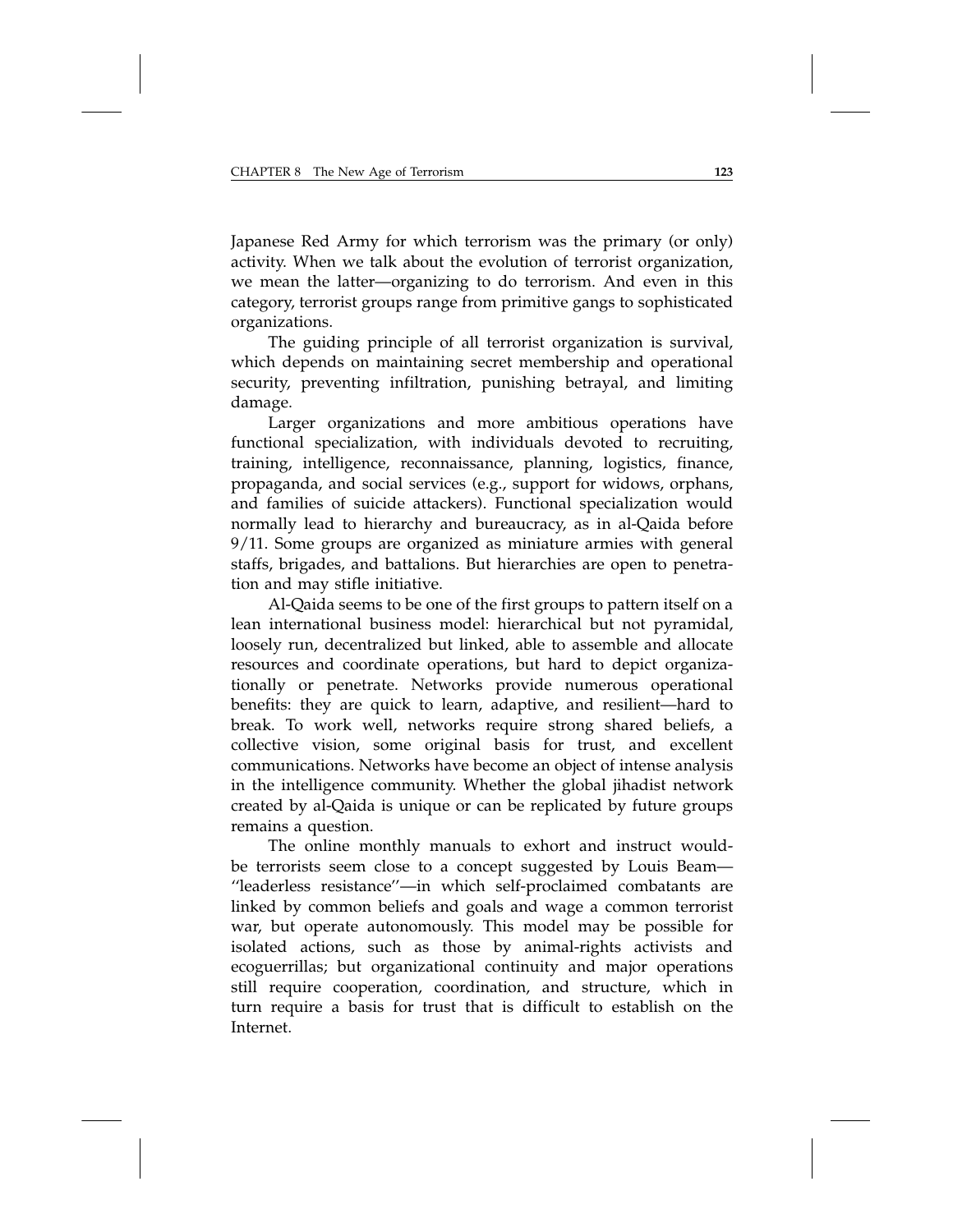Japanese Red Army for which terrorism was the primary (or only) activity. When we talk about the evolution of terrorist organization, we mean the latter—organizing to do terrorism. And even in this category, terrorist groups range from primitive gangs to sophisticated organizations.

The guiding principle of all terrorist organization is survival, which depends on maintaining secret membership and operational security, preventing infiltration, punishing betrayal, and limiting damage.

Larger organizations and more ambitious operations have functional specialization, with individuals devoted to recruiting, training, intelligence, reconnaissance, planning, logistics, finance, propaganda, and social services (e.g., support for widows, orphans, and families of suicide attackers). Functional specialization would normally lead to hierarchy and bureaucracy, as in al-Qaida before 9/11. Some groups are organized as miniature armies with general staffs, brigades, and battalions. But hierarchies are open to penetration and may stifle initiative.

Al-Qaida seems to be one of the first groups to pattern itself on a lean international business model: hierarchical but not pyramidal, loosely run, decentralized but linked, able to assemble and allocate resources and coordinate operations, but hard to depict organizationally or penetrate. Networks provide numerous operational benefits: they are quick to learn, adaptive, and resilient—hard to break. To work well, networks require strong shared beliefs, a collective vision, some original basis for trust, and excellent communications. Networks have become an object of intense analysis in the intelligence community. Whether the global jihadist network created by al-Qaida is unique or can be replicated by future groups remains a question.

The online monthly manuals to exhort and instruct would-be terrorists seem close to a concept suggested by Louis Beam—''leaderless resistance''—in which self-proclaimed combatants are linked by common beliefs and goals and wage a common terrorist war, but operate autonomously. This model may be possible for isolated actions, such as those by animal-rights activists and ecoguerrillas; but organizational continuity and major operations still require cooperation, coordination, and structure, which in turn require a basis for trust that is difficult to establish on the Internet.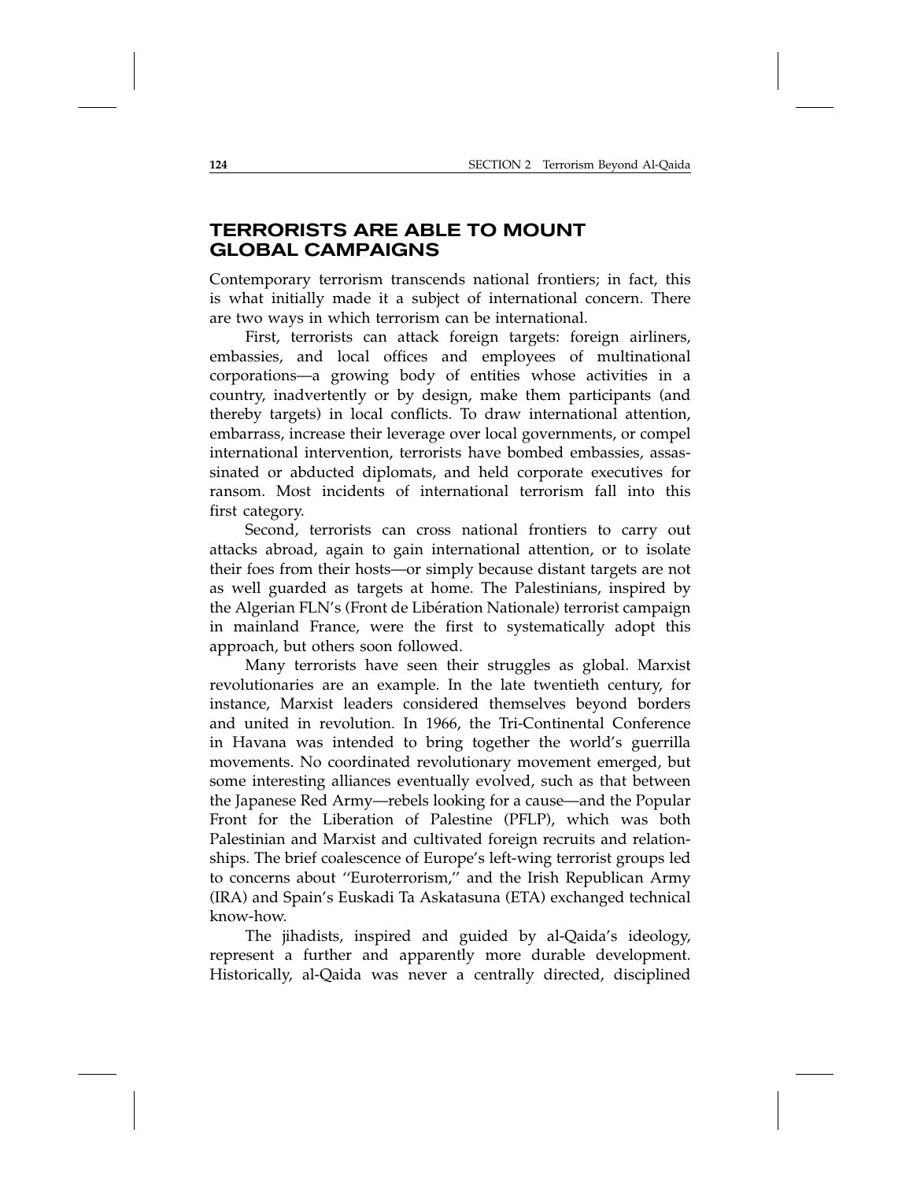## TERRORISTS ARE ABLE TO MOUNT GLOBAL CAMPAIGNS

Contemporary terrorism transcends national frontiers; in fact, this is what initially made it a subject of international concern. There are two ways in which terrorism can be international.

First, terrorists can attack foreign targets: foreign airliners, embassies, and local offices and employees of multinational corporations—a growing body of entities whose activities in a country, inadvertently or by design, make them participants (and thereby targets) in local conflicts. To draw international attention, embarrass, increase their leverage over local governments, or compel international intervention, terrorists have bombed embassies, assassinated or abducted diplomats, and held corporate executives for ransom. Most incidents of international terrorism fall into this first category.

Second, terrorists can cross national frontiers to carry out attacks abroad, again to gain international attention, or to isolate their foes from their hosts—or simply because distant targets are not as well guarded as targets at home. The Palestinians, inspired by the Algerian FLN's (Front de Libération Nationale) terrorist campaign in mainland France, were the first to systematically adopt this approach, but others soon followed.

Many terrorists have seen their struggles as global. Marxist revolutionaries are an example. In the late twentieth century, for instance, Marxist leaders considered themselves beyond borders and united in revolution. In 1966, the Tri-Continental Conference in Havana was intended to bring together the world's guerrilla movements. No coordinated revolutionary movement emerged, but some interesting alliances eventually evolved, such as that between the Japanese Red Army—rebels looking for a cause—and the Popular Front for the Liberation of Palestine (PFLP), which was both Palestinian and Marxist and cultivated foreign recruits and relationships. The brief coalescence of Europe's left-wing terrorist groups led to concerns about "Euroterrorism," and the Irish Republican Army (IRA) and Spain's Euskadi Ta Askatasuna (ETA) exchanged technical know-how.

The jihadists, inspired and guided by al-Qaida's ideology, represent a further and apparently more durable development. Historically, al-Qaida was never a centrally directed, disciplined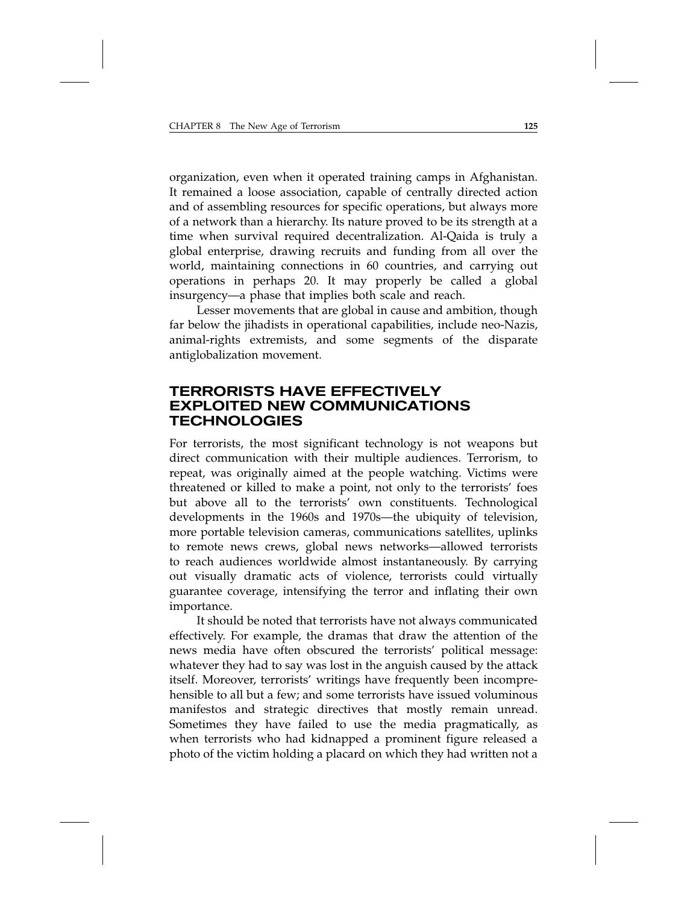organization, even when it operated training camps in Afghanistan. It remained a loose association, capable of centrally directed action and of assembling resources for specific operations, but always more of a network than a hierarchy. Its nature proved to be its strength at a time when survival required decentralization. Al-Qaida is truly a global enterprise, drawing recruits and funding from all over the world, maintaining connections in 60 countries, and carrying out operations in perhaps 20. It may properly be called a global insurgency—a phase that implies both scale and reach.

Lesser movements that are global in cause and ambition, though far below the jihadists in operational capabilities, include neo-Nazis, animal-rights extremists, and some segments of the disparate antiglobalization movement.

## TERRORISTS HAVE EFFECTIVELY EXPLOITED NEW COMMUNICATIONS TECHNOLOGIES

For terrorists, the most significant technology is not weapons but direct communication with their multiple audiences. Terrorism, to repeat, was originally aimed at the people watching. Victims were threatened or killed to make a point, not only to the terrorists' foes but above all to the terrorists' own constituents. Technological developments in the 1960s and 1970s—the ubiquity of television, more portable television cameras, communications satellites, uplinks to remote news crews, global news networks—allowed terrorists to reach audiences worldwide almost instantaneously. By carrying out visually dramatic acts of violence, terrorists could virtually guarantee coverage, intensifying the terror and inflating their own importance.

It should be noted that terrorists have not always communicated effectively. For example, the dramas that draw the attention of the news media have often obscured the terrorists' political message: whatever they had to say was lost in the anguish caused by the attack itself. Moreover, terrorists' writings have frequently been incomprehensible to all but a few; and some terrorists have issued voluminous manifestos and strategic directives that mostly remain unread. Sometimes they have failed to use the media pragmatically, as when terrorists who had kidnapped a prominent figure released a photo of the victim holding a placard on which they had written not a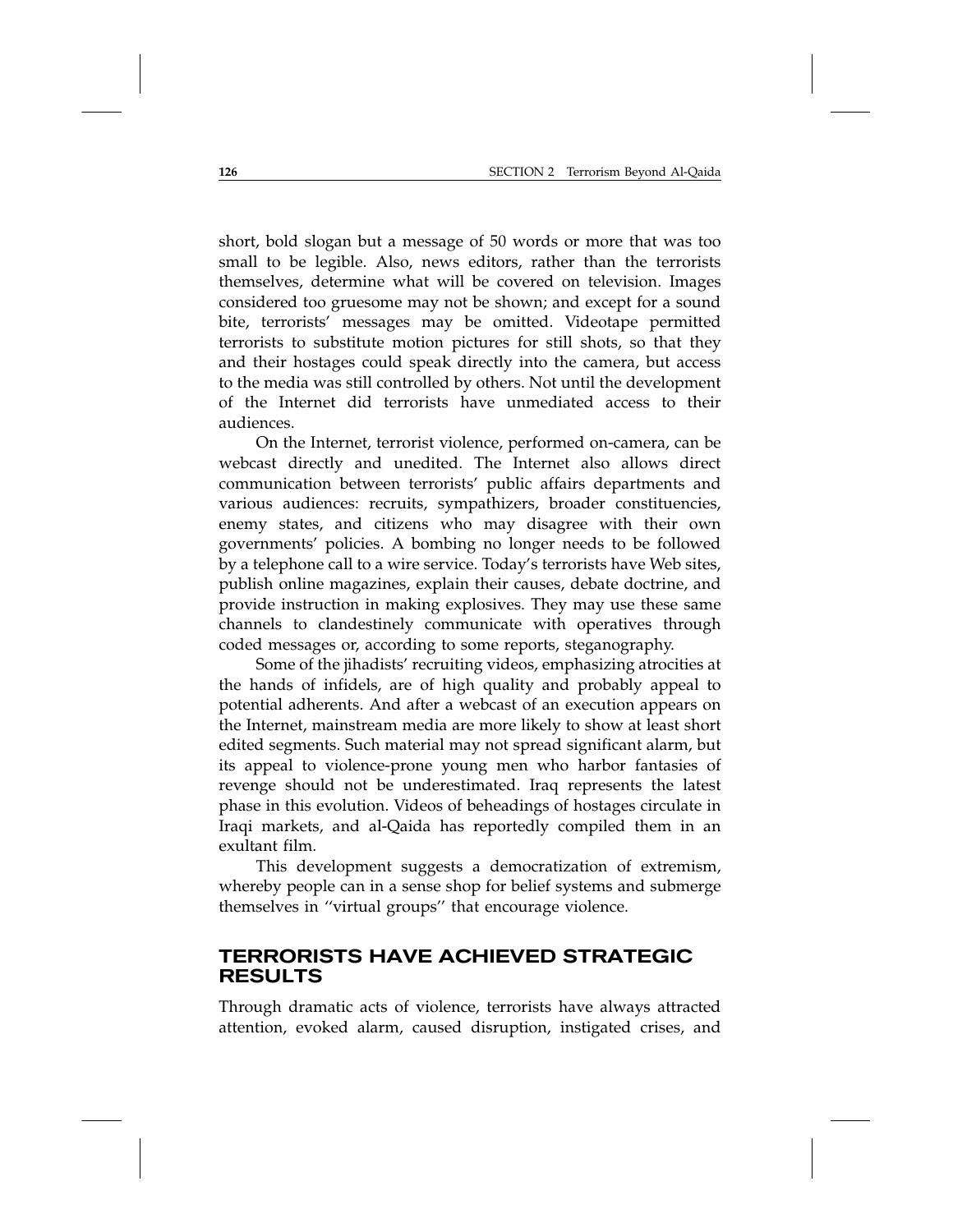short, bold slogan but a message of 50 words or more that was too small to be legible. Also, news editors, rather than the terrorists themselves, determine what will be covered on television. Images considered too gruesome may not be shown; and except for a sound bite, terrorists' messages may be omitted. Videotape permitted terrorists to substitute motion pictures for still shots, so that they and their hostages could speak directly into the camera, but access to the media was still controlled by others. Not until the development of the Internet did terrorists have unmediated access to their audiences.

On the Internet, terrorist violence, performed on-camera, can be webcast directly and unedited. The Internet also allows direct communication between terrorists' public affairs departments and various audiences: recruits, sympathizers, broader constituencies, enemy states, and citizens who may disagree with their own governments' policies. A bombing no longer needs to be followed by a telephone call to a wire service. Today's terrorists have Web sites, publish online magazines, explain their causes, debate doctrine, and provide instruction in making explosives. They may use these same channels to clandestinely communicate with operatives through coded messages or, according to some reports, steganography.

Some of the jihadists' recruiting videos, emphasizing atrocities at the hands of infidels, are of high quality and probably appeal to potential adherents. And after a webcast of an execution appears on the Internet, mainstream media are more likely to show at least short edited segments. Such material may not spread significant alarm, but its appeal to violence-prone young men who harbor fantasies of revenge should not be underestimated. Iraq represents the latest phase in this evolution. Videos of beheadings of hostages circulate in Iraqi markets, and al-Qaida has reportedly compiled them in an exultant film.

This development suggests a democratization of extremism, whereby people can in a sense shop for belief systems and submerge themselves in "virtual groups" that encourage violence.

## TERRORISTS HAVE ACHIEVED STRATEGIC RESULTS

Through dramatic acts of violence, terrorists have always attracted attention, evoked alarm, caused disruption, instigated crises, and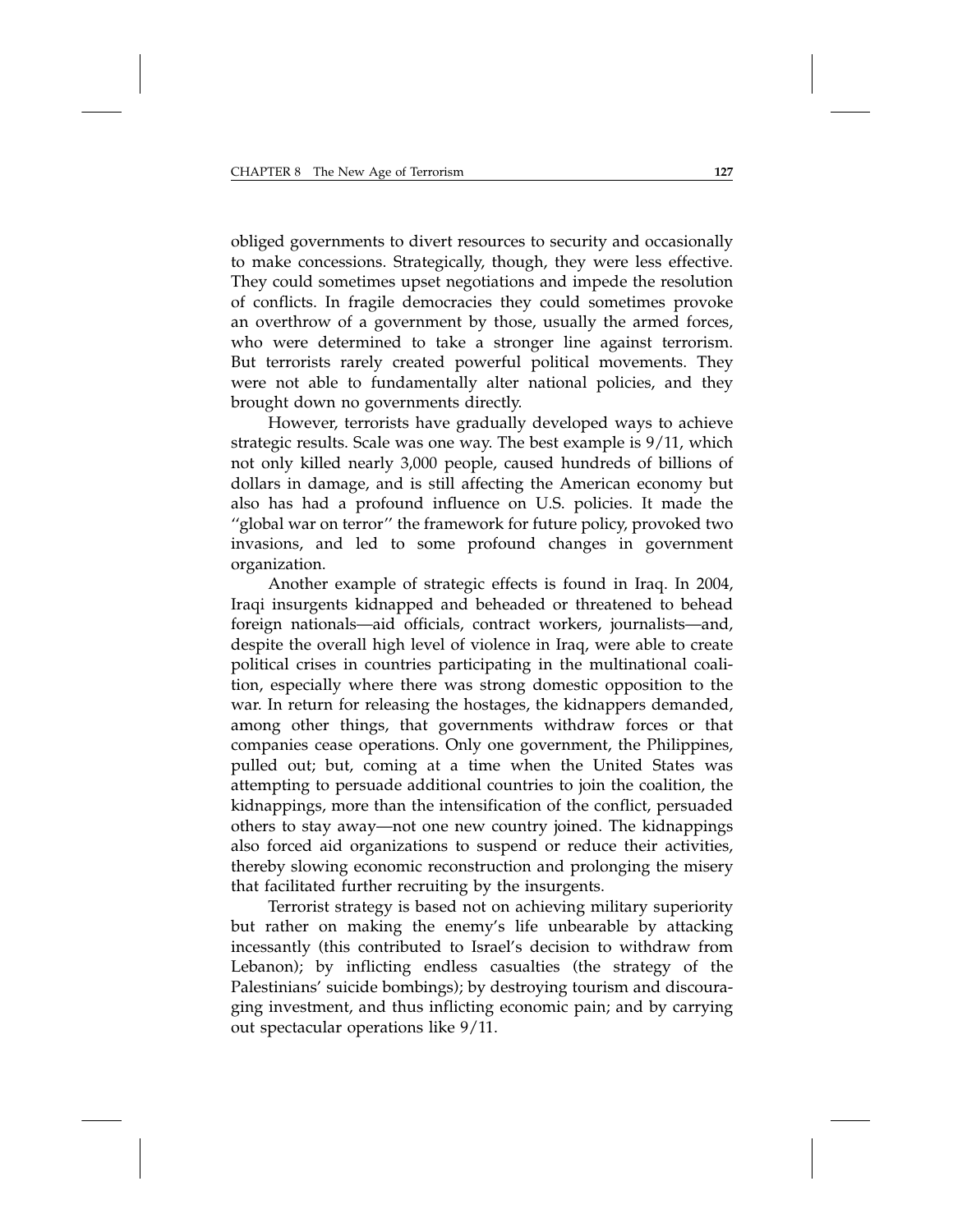obliged governments to divert resources to security and occasionally to make concessions. Strategically, though, they were less effective. They could sometimes upset negotiations and impede the resolution of conflicts. In fragile democracies they could sometimes provoke an overthrow of a government by those, usually the armed forces, who were determined to take a stronger line against terrorism. But terrorists rarely created powerful political movements. They were not able to fundamentally alter national policies, and they brought down no governments directly.

However, terrorists have gradually developed ways to achieve strategic results. Scale was one way. The best example is 9/11, which not only killed nearly 3,000 people, caused hundreds of billions of dollars in damage, and is still affecting the American economy but also has had a profound influence on U.S. policies. It made the ''global war on terror'' the framework for future policy, provoked two invasions, and led to some profound changes in government organization.

Another example of strategic effects is found in Iraq. In 2004, Iraqi insurgents kidnapped and beheaded or threatened to behead foreign nationals—aid officials, contract workers, journalists—and, despite the overall high level of violence in Iraq, were able to create political crises in countries participating in the multinational coalition, especially where there was strong domestic opposition to the war. In return for releasing the hostages, the kidnappers demanded, among other things, that governments withdraw forces or that companies cease operations. Only one government, the Philippines, pulled out; but, coming at a time when the United States was attempting to persuade additional countries to join the coalition, the kidnappings, more than the intensification of the conflict, persuaded others to stay away—not one new country joined. The kidnappings also forced aid organizations to suspend or reduce their activities, thereby slowing economic reconstruction and prolonging the misery that facilitated further recruiting by the insurgents.

Terrorist strategy is based not on achieving military superiority but rather on making the enemy's life unbearable by attacking incessantly (this contributed to Israel's decision to withdraw from Lebanon); by inflicting endless casualties (the strategy of the Palestinians' suicide bombings); by destroying tourism and discouraging investment, and thus inflicting economic pain; and by carrying out spectacular operations like 9/11.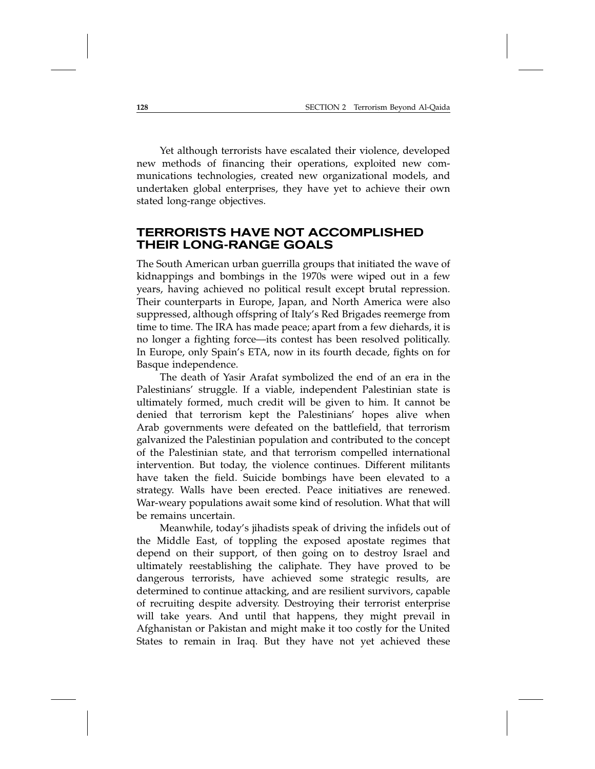Yet although terrorists have escalated their violence, developed new methods of financing their operations, exploited new communications technologies, created new organizational models, and undertaken global enterprises, they have yet to achieve their own stated long-range objectives.

## TERRORISTS HAVE NOT ACCOMPLISHED THEIR LONG-RANGE GOALS

The South American urban guerrilla groups that initiated the wave of kidnappings and bombings in the 1970s were wiped out in a few years, having achieved no political result except brutal repression. Their counterparts in Europe, Japan, and North America were also suppressed, although offspring of Italy's Red Brigades reemerge from time to time. The IRA has made peace; apart from a few diehards, it is no longer a fighting force—its contest has been resolved politically. In Europe, only Spain's ETA, now in its fourth decade, fights on for Basque independence.

The death of Yasir Arafat symbolized the end of an era in the Palestinians' struggle. If a viable, independent Palestinian state is ultimately formed, much credit will be given to him. It cannot be denied that terrorism kept the Palestinians' hopes alive when Arab governments were defeated on the battlefield, that terrorism galvanized the Palestinian population and contributed to the concept of the Palestinian state, and that terrorism compelled international intervention. But today, the violence continues. Different militants have taken the field. Suicide bombings have been elevated to a strategy. Walls have been erected. Peace initiatives are renewed. War-weary populations await some kind of resolution. What that will be remains uncertain.

Meanwhile, today's jihadists speak of driving the infidels out of the Middle East, of toppling the exposed apostate regimes that depend on their support, of then going on to destroy Israel and ultimately reestablishing the caliphate. They have proved to be dangerous terrorists, have achieved some strategic results, are determined to continue attacking, and are resilient survivors, capable of recruiting despite adversity. Destroying their terrorist enterprise will take years. And until that happens, they might prevail in Afghanistan or Pakistan and might make it too costly for the United States to remain in Iraq. But they have not yet achieved these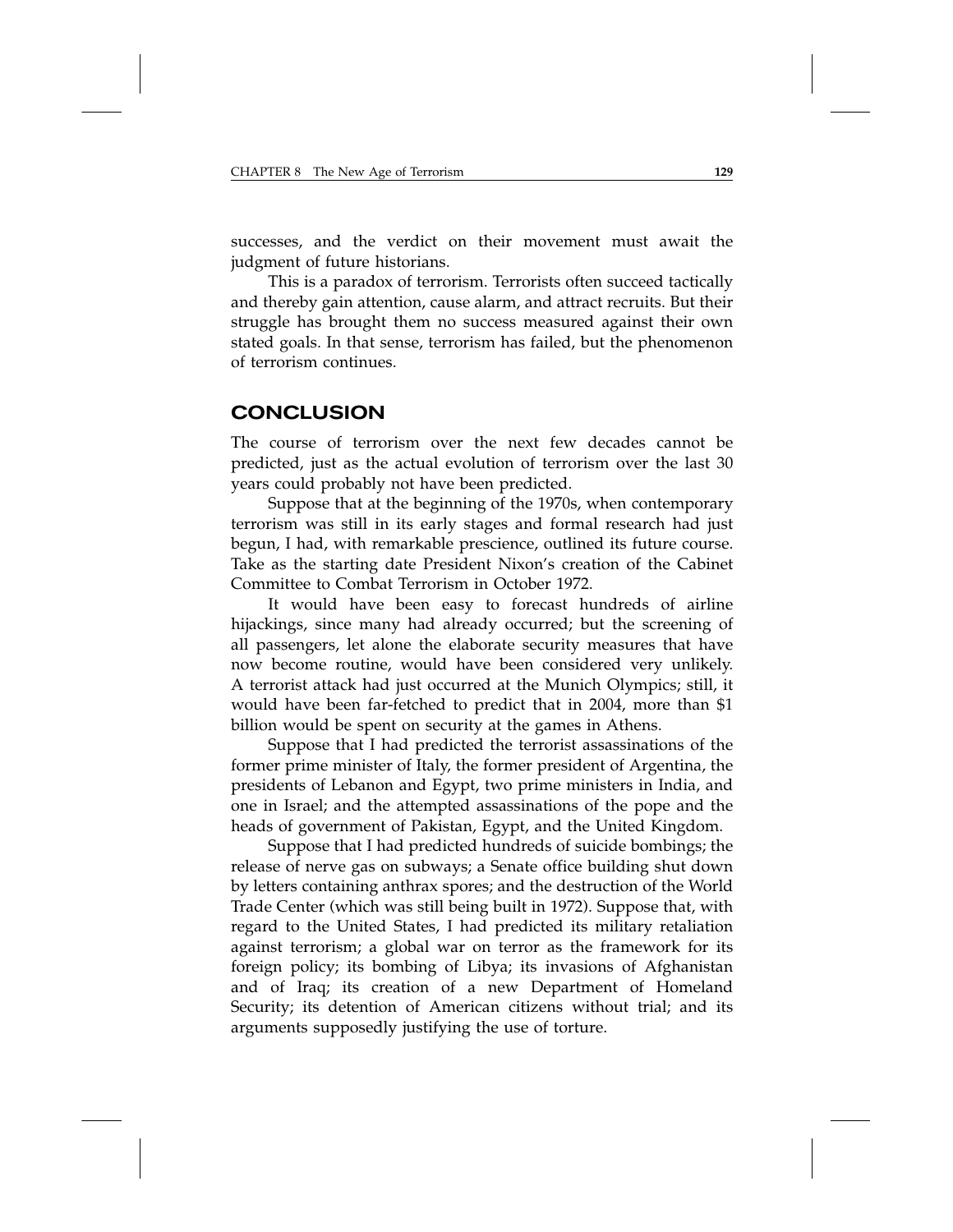successes, and the verdict on their movement must await the judgment of future historians.

This is a paradox of terrorism. Terrorists often succeed tactically and thereby gain attention, cause alarm, and attract recruits. But their struggle has brought them no success measured against their own stated goals. In that sense, terrorism has failed, but the phenomenon of terrorism continues.

## CONCLUSION

The course of terrorism over the next few decades cannot be predicted, just as the actual evolution of terrorism over the last 30 years could probably not have been predicted.

Suppose that at the beginning of the 1970s, when contemporary terrorism was still in its early stages and formal research had just begun, I had, with remarkable prescience, outlined its future course. Take as the starting date President Nixon's creation of the Cabinet Committee to Combat Terrorism in October 1972.

It would have been easy to forecast hundreds of airline hijackings, since many had already occurred; but the screening of all passengers, let alone the elaborate security measures that have now become routine, would have been considered very unlikely. A terrorist attack had just occurred at the Munich Olympics; still, it would have been far-fetched to predict that in 2004, more than $1 billion would be spent on security at the games in Athens.

Suppose that I had predicted the terrorist assassinations of the former prime minister of Italy, the former president of Argentina, the presidents of Lebanon and Egypt, two prime ministers in India, and one in Israel; and the attempted assassinations of the pope and the heads of government of Pakistan, Egypt, and the United Kingdom.

Suppose that I had predicted hundreds of suicide bombings; the release of nerve gas on subways; a Senate office building shut down by letters containing anthrax spores; and the destruction of the World Trade Center (which was still being built in 1972). Suppose that, with regard to the United States, I had predicted its military retaliation against terrorism; a global war on terror as the framework for its foreign policy; its bombing of Libya; its invasions of Afghanistan and of Iraq; its creation of a new Department of Homeland Security; its detention of American citizens without trial; and its arguments supposedly justifying the use of torture.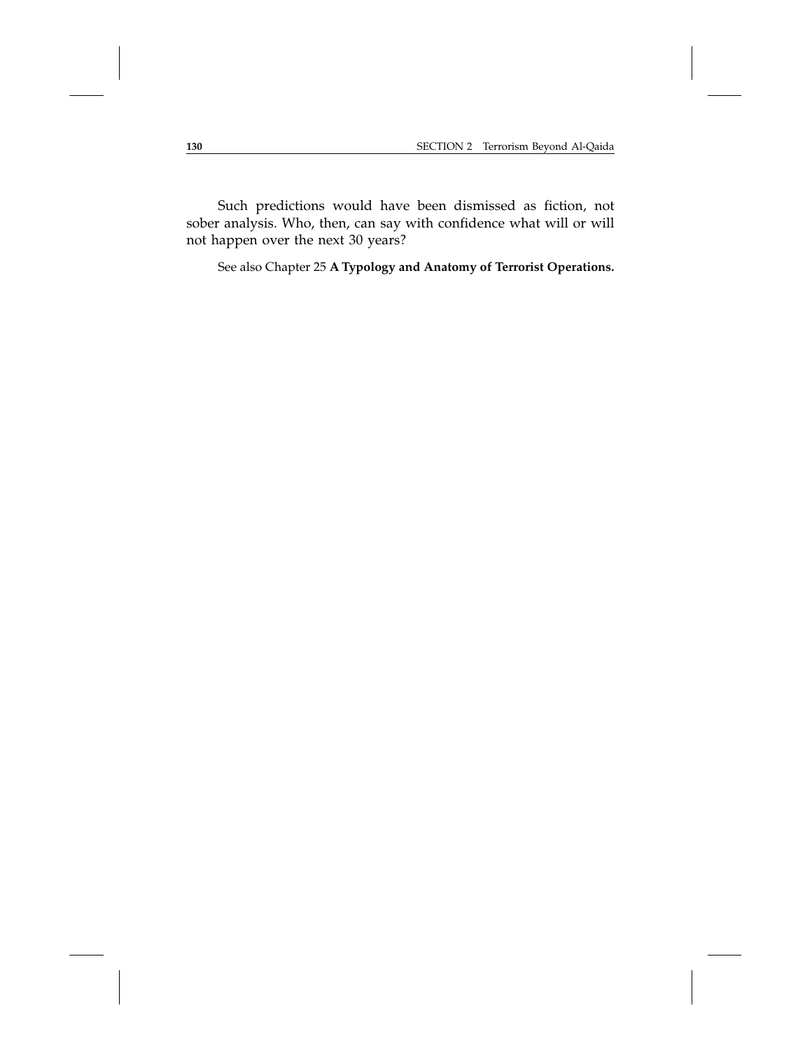Such predictions would have been dismissed as fiction, not sober analysis. Who, then, can say with confidence what will or will not happen over the next 30 years?

See also Chapter 25 **A Typology and Anatomy of Terrorist Operations.**